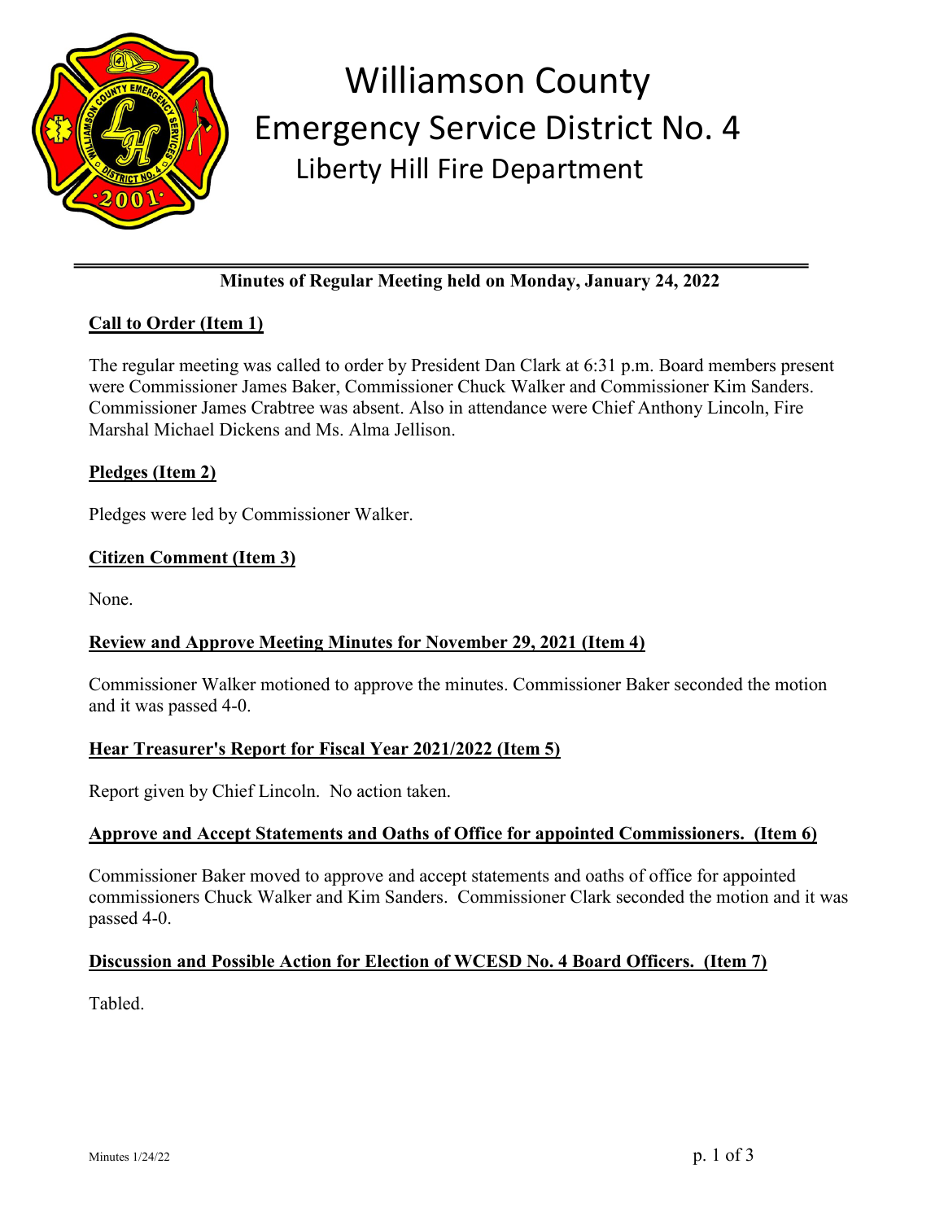# Williamson County Emergency Service District No. 4

## Liberty Hill Fire Department

---

**Minutes of Regular Meeting held on Monday, January 24, 2022**

**Call to Order (Item 1)**

The regular meeting was called to order by President Dan Clark at 6:31 p.m. Board members present were Commissioner James Baker, Commissioner Chuck Walker and Commissioner Kim Sanders. Commissioner James Crabtree was absent. Also in attendance were Chief Anthony Lincoln, Fire Marshal Michael Dickens and Ms. Alma Jellison.

**Pledges (Item 2)**

Pledges were led by Commissioner Walker.

**Citizen Comment (Item 3)**

None.

**Review and Approve Meeting Minutes for November 29, 2021 (Item 4)**

Commissioner Walker motioned to approve the minutes. Commissioner Baker seconded the motion and it was passed 4-0.

**Hear Treasurer's Report for Fiscal Year 2021/2022 (Item 5)**

Report given by Chief Lincoln. No action taken.

**Approve and Accept Statements and Oaths of Office for appointed Commissioners. (Item 6)**

Commissioner Baker moved to approve and accept statements and oaths of office for appointed commissioners Chuck Walker and Kim Sanders. Commissioner Clark seconded the motion and it was passed 4-0.

**Discussion and Possible Action for Election of WCESD No. 4 Board Officers. (Item 7)**

Tabled.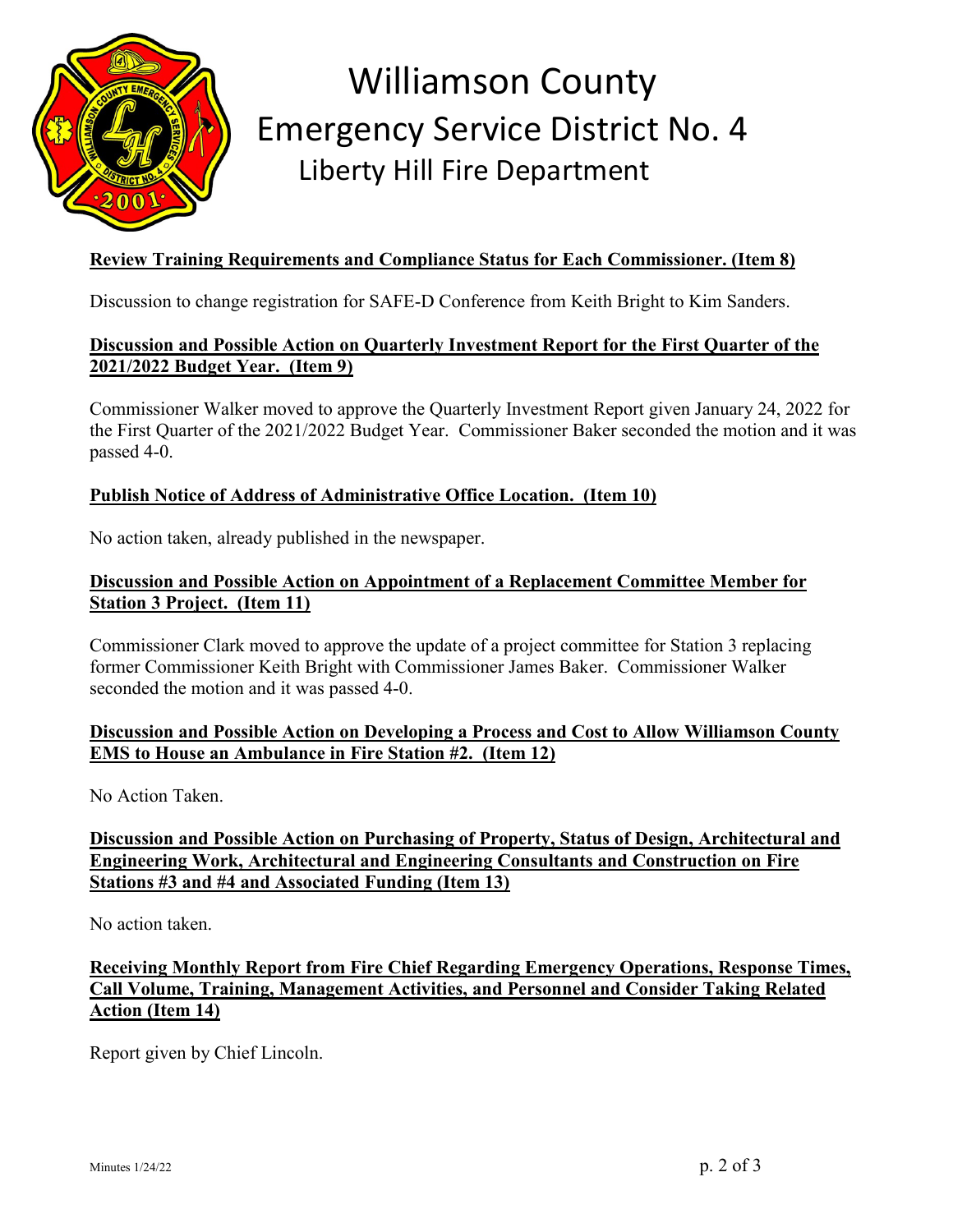# Williamson County
## Emergency Service District No. 4
### Liberty Hill Fire Department

**Review Training Requirements and Compliance Status for Each Commissioner. (Item 8)**

Discussion to change registration for SAFE-D Conference from Keith Bright to Kim Sanders.

**Discussion and Possible Action on Quarterly Investment Report for the First Quarter of the 2021/2022 Budget Year. (Item 9)**

Commissioner Walker moved to approve the Quarterly Investment Report given January 24, 2022 for the First Quarter of the 2021/2022 Budget Year. Commissioner Baker seconded the motion and it was passed 4-0.

**Publish Notice of Address of Administrative Office Location. (Item 10)**

No action taken, already published in the newspaper.

**Discussion and Possible Action on Appointment of a Replacement Committee Member for Station 3 Project. (Item 11)**

Commissioner Clark moved to approve the update of a project committee for Station 3 replacing former Commissioner Keith Bright with Commissioner James Baker. Commissioner Walker seconded the motion and it was passed 4-0.

**Discussion and Possible Action on Developing a Process and Cost to Allow Williamson County EMS to House an Ambulance in Fire Station #2. (Item 12)**

No Action Taken.

**Discussion and Possible Action on Purchasing of Property, Status of Design, Architectural and Engineering Work, Architectural and Engineering Consultants and Construction on Fire Stations #3 and #4 and Associated Funding (Item 13)**

No action taken.

**Receiving Monthly Report from Fire Chief Regarding Emergency Operations, Response Times, Call Volume, Training, Management Activities, and Personnel and Consider Taking Related Action (Item 14)**

Report given by Chief Lincoln.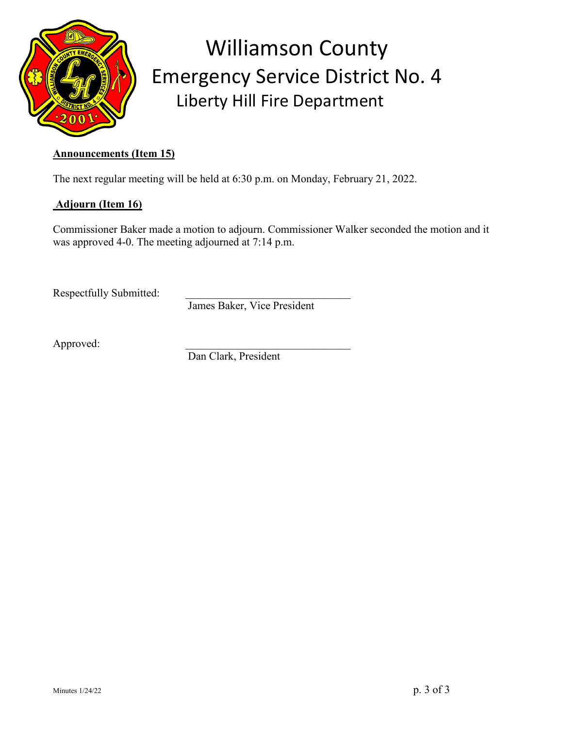# Williamson County
## Emergency Service District No. 4
### Liberty Hill Fire Department

**Announcements (Item 15)**

The next regular meeting will be held at 6:30 p.m. on Monday, February 21, 2022.

**Adjourn (Item 16)**

Commissioner Baker made a motion to adjourn. Commissioner Walker seconded the motion and it was approved 4-0. The meeting adjourned at 7:14 p.m.

Respectfully Submitted: ______________________________
James Baker, Vice President

Approved: ______________________________
Dan Clark, President